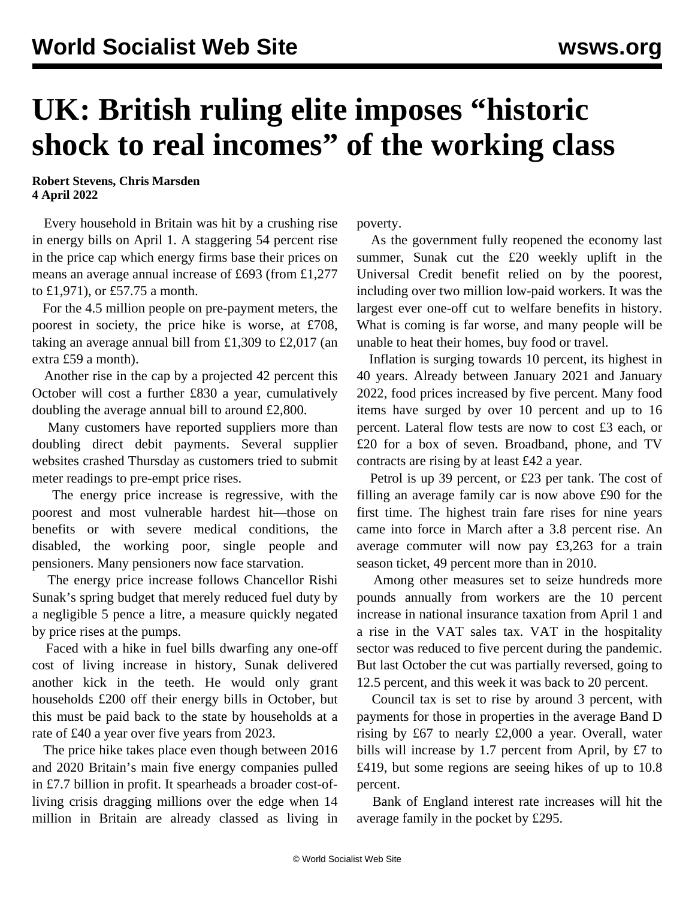# UK: British ruling elite imposes "historic shock to real incomes" of the working class

**Robert Stevens, Chris Marsden**
**4 April 2022**

Every household in Britain was hit by a crushing rise in energy bills on April 1. A staggering 54 percent rise in the price cap which energy firms base their prices on means an average annual increase of £693 (from £1,277 to £1,971), or £57.75 a month.

For the 4.5 million people on pre-payment meters, the poorest in society, the price hike is worse, at £708, taking an average annual bill from £1,309 to £2,017 (an extra £59 a month).

Another rise in the cap by a projected 42 percent this October will cost a further £830 a year, cumulatively doubling the average annual bill to around £2,800.

Many customers have reported suppliers more than doubling direct debit payments. Several supplier websites crashed Thursday as customers tried to submit meter readings to pre-empt price rises.

The energy price increase is regressive, with the poorest and most vulnerable hardest hit—those on benefits or with severe medical conditions, the disabled, the working poor, single people and pensioners. Many pensioners now face starvation.

The energy price increase follows Chancellor Rishi Sunak's spring budget that merely reduced fuel duty by a negligible 5 pence a litre, a measure quickly negated by price rises at the pumps.

Faced with a hike in fuel bills dwarfing any one-off cost of living increase in history, Sunak delivered another kick in the teeth. He would only grant households £200 off their energy bills in October, but this must be paid back to the state by households at a rate of £40 a year over five years from 2023.

The price hike takes place even though between 2016 and 2020 Britain's main five energy companies pulled in £7.7 billion in profit. It spearheads a broader cost-of-living crisis dragging millions over the edge when 14 million in Britain are already classed as living in poverty.

As the government fully reopened the economy last summer, Sunak cut the £20 weekly uplift in the Universal Credit benefit relied on by the poorest, including over two million low-paid workers. It was the largest ever one-off cut to welfare benefits in history. What is coming is far worse, and many people will be unable to heat their homes, buy food or travel.

Inflation is surging towards 10 percent, its highest in 40 years. Already between January 2021 and January 2022, food prices increased by five percent. Many food items have surged by over 10 percent and up to 16 percent. Lateral flow tests are now to cost £3 each, or £20 for a box of seven. Broadband, phone, and TV contracts are rising by at least £42 a year.

Petrol is up 39 percent, or £23 per tank. The cost of filling an average family car is now above £90 for the first time. The highest train fare rises for nine years came into force in March after a 3.8 percent rise. An average commuter will now pay £3,263 for a train season ticket, 49 percent more than in 2010.

Among other measures set to seize hundreds more pounds annually from workers are the 10 percent increase in national insurance taxation from April 1 and a rise in the VAT sales tax. VAT in the hospitality sector was reduced to five percent during the pandemic. But last October the cut was partially reversed, going to 12.5 percent, and this week it was back to 20 percent.

Council tax is set to rise by around 3 percent, with payments for those in properties in the average Band D rising by £67 to nearly £2,000 a year. Overall, water bills will increase by 1.7 percent from April, by £7 to £419, but some regions are seeing hikes of up to 10.8 percent.

Bank of England interest rate increases will hit the average family in the pocket by £295.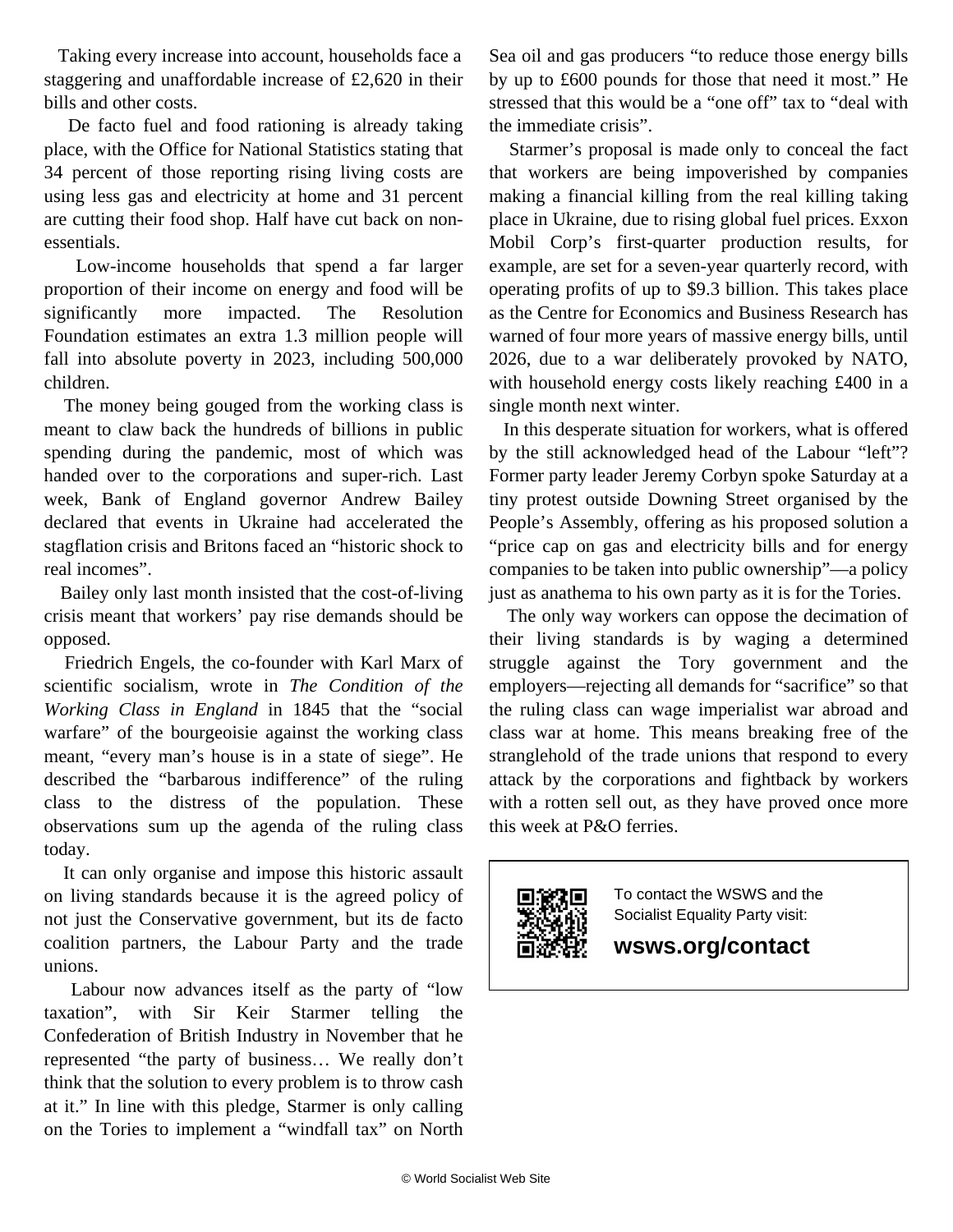Taking every increase into account, households face a staggering and unaffordable increase of £2,620 in their bills and other costs.

De facto fuel and food rationing is already taking place, with the Office for National Statistics stating that 34 percent of those reporting rising living costs are using less gas and electricity at home and 31 percent are cutting their food shop. Half have cut back on non-essentials.

Low-income households that spend a far larger proportion of their income on energy and food will be significantly more impacted. The Resolution Foundation estimates an extra 1.3 million people will fall into absolute poverty in 2023, including 500,000 children.

The money being gouged from the working class is meant to claw back the hundreds of billions in public spending during the pandemic, most of which was handed over to the corporations and super-rich. Last week, Bank of England governor Andrew Bailey declared that events in Ukraine had accelerated the stagflation crisis and Britons faced an "historic shock to real incomes".

Bailey only last month insisted that the cost-of-living crisis meant that workers' pay rise demands should be opposed.

Friedrich Engels, the co-founder with Karl Marx of scientific socialism, wrote in *The Condition of the Working Class in England* in 1845 that the "social warfare" of the bourgeoisie against the working class meant, "every man's house is in a state of siege". He described the "barbarous indifference" of the ruling class to the distress of the population. These observations sum up the agenda of the ruling class today.

It can only organise and impose this historic assault on living standards because it is the agreed policy of not just the Conservative government, but its de facto coalition partners, the Labour Party and the trade unions.

Labour now advances itself as the party of "low taxation", with Sir Keir Starmer telling the Confederation of British Industry in November that he represented "the party of business… We really don't think that the solution to every problem is to throw cash at it." In line with this pledge, Starmer is only calling on the Tories to implement a "windfall tax" on North Sea oil and gas producers "to reduce those energy bills by up to £600 pounds for those that need it most." He stressed that this would be a "one off" tax to "deal with the immediate crisis".

Starmer's proposal is made only to conceal the fact that workers are being impoverished by companies making a financial killing from the real killing taking place in Ukraine, due to rising global fuel prices. Exxon Mobil Corp's first-quarter production results, for example, are set for a seven-year quarterly record, with operating profits of up to $9.3 billion. This takes place as the Centre for Economics and Business Research has warned of four more years of massive energy bills, until 2026, due to a war deliberately provoked by NATO, with household energy costs likely reaching £400 in a single month next winter.

In this desperate situation for workers, what is offered by the still acknowledged head of the Labour "left"? Former party leader Jeremy Corbyn spoke Saturday at a tiny protest outside Downing Street organised by the People's Assembly, offering as his proposed solution a "price cap on gas and electricity bills and for energy companies to be taken into public ownership"—a policy just as anathema to his own party as it is for the Tories.

The only way workers can oppose the decimation of their living standards is by waging a determined struggle against the Tory government and the employers—rejecting all demands for "sacrifice" so that the ruling class can wage imperialist war abroad and class war at home. This means breaking free of the stranglehold of the trade unions that respond to every attack by the corporations and fightback by workers with a rotten sell out, as they have proved once more this week at P&O ferries.

To contact the WSWS and the Socialist Equality Party visit:

**wsws.org/contact**